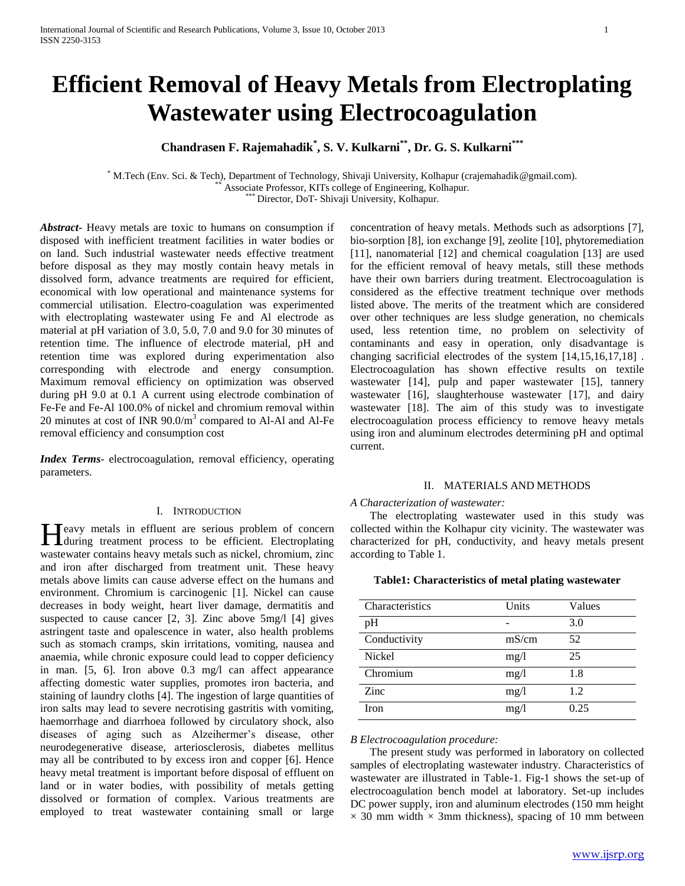# Efficient Removal of Heavy Metals from Electroplating Wastewater using Electrocoagulation

**Chandrasen F. Rajemahadik[*], S. V. Kulkarni[**], Dr. G. S. Kulkarni[***]**

[*] M.Tech (Env. Sci. & Tech), Department of Technology, Shivaji University, Kolhapur (crajemahadik@gmail.com).
[**] Associate Professor, KITs college of Engineering, Kolhapur.
[***] Director, DoT- Shivaji University, Kolhapur.

***Abstract*-** Heavy metals are toxic to humans on consumption if disposed with inefficient treatment facilities in water bodies or on land. Such industrial wastewater needs effective treatment before disposal as they may mostly contain heavy metals in dissolved form, advance treatments are required for efficient, economical with low operational and maintenance systems for commercial utilisation. Electro-coagulation was experimented with electroplating wastewater using Fe and Al electrode as material at pH variation of 3.0, 5.0, 7.0 and 9.0 for 30 minutes of retention time. The influence of electrode material, pH and retention time was explored during experimentation also corresponding with electrode and energy consumption. Maximum removal efficiency on optimization was observed during pH 9.0 at 0.1 A current using electrode combination of Fe-Fe and Fe-Al 100.0% of nickel and chromium removal within 20 minutes at cost of INR 90.0/m$^3$ compared to Al-Al and Al-Fe removal efficiency and consumption cost

***Index Terms*-** electrocoagulation, removal efficiency, operating parameters.

## I. Introduction

Heavy metals in effluent are serious problem of concern during treatment process to be efficient. Electroplating wastewater contains heavy metals such as nickel, chromium, zinc and iron after discharged from treatment unit. These heavy metals above limits can cause adverse effect on the humans and environment. Chromium is carcinogenic [1]. Nickel can cause decreases in body weight, heart liver damage, dermatitis and suspected to cause cancer [2, 3]. Zinc above 5mg/l [4] gives astringent taste and opalescence in water, also health problems such as stomach cramps, skin irritations, vomiting, nausea and anaemia, while chronic exposure could lead to copper deficiency in man. [5, 6]. Iron above 0.3 mg/l can affect appearance affecting domestic water supplies, promotes iron bacteria, and staining of laundry cloths [4]. The ingestion of large quantities of iron salts may lead to severe necrotising gastritis with vomiting, haemorrhage and diarrhoea followed by circulatory shock, also diseases of aging such as Alzeihermer's disease, other neurodegenerative disease, arteriosclerosis, diabetes mellitus may all be contributed to by excess iron and copper [6]. Hence heavy metal treatment is important before disposal of effluent on land or in water bodies, with possibility of metals getting dissolved or formation of complex. Various treatments are employed to treat wastewater containing small or large concentration of heavy metals. Methods such as adsorptions [7], bio-sorption [8], ion exchange [9], zeolite [10], phytoremediation [11], nanomaterial [12] and chemical coagulation [13] are used for the efficient removal of heavy metals, still these methods have their own barriers during treatment. Electrocoagulation is considered as the effective treatment technique over methods listed above. The merits of the treatment which are considered over other techniques are less sludge generation, no chemicals used, less retention time, no problem on selectivity of contaminants and easy in operation, only disadvantage is changing sacrificial electrodes of the system [14,15,16,17,18] . Electrocoagulation has shown effective results on textile wastewater [14], pulp and paper wastewater [15], tannery wastewater [16], slaughterhouse wastewater [17], and dairy wastewater [18]. The aim of this study was to investigate electrocoagulation process efficiency to remove heavy metals using iron and aluminum electrodes determining pH and optimal current.

## II. Materials and Methods

*A Characterization of wastewater:*

The electroplating wastewater used in this study was collected within the Kolhapur city vicinity. The wastewater was characterized for pH, conductivity, and heavy metals present according to Table 1.

**Table1: Characteristics of metal plating wastewater**

| Characteristics | Units | Values |
|---|---|---|
| pH | - | 3.0 |
| Conductivity | mS/cm | 52 |
| Nickel | mg/l | 25 |
| Chromium | mg/l | 1.8 |
| Zinc | mg/l | 1.2 |
| Iron | mg/l | 0.25 |

*B Electrocoagulation procedure:*

The present study was performed in laboratory on collected samples of electroplating wastewater industry. Characteristics of wastewater are illustrated in Table-1. Fig-1 shows the set-up of electrocoagulation bench model at laboratory. Set-up includes DC power supply, iron and aluminum electrodes (150 mm height × 30 mm width × 3mm thickness), spacing of 10 mm between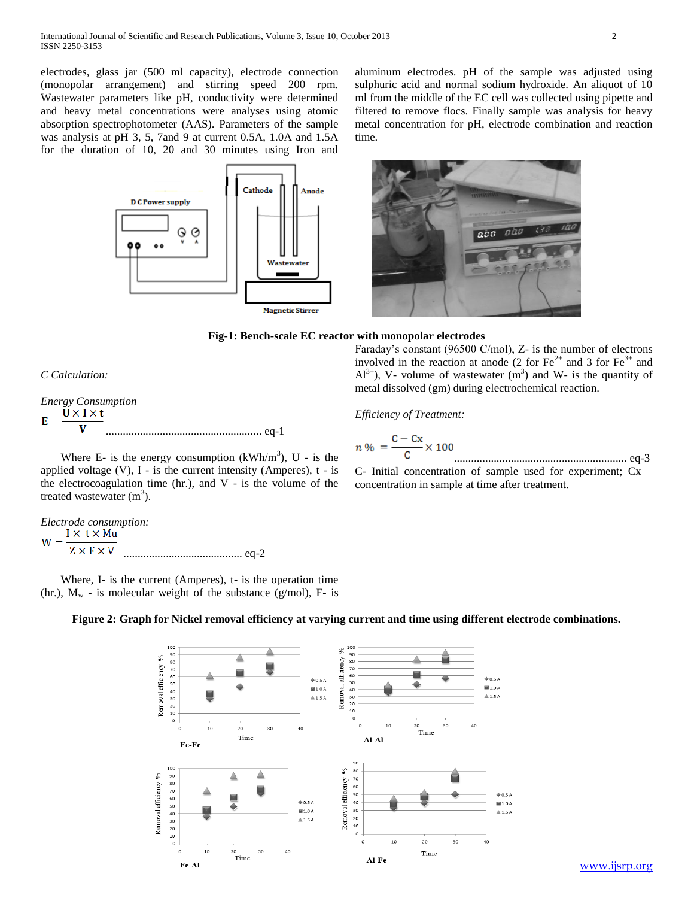electrodes, glass jar (500 ml capacity), electrode connection (monopolar arrangement) and stirring speed 200 rpm. Wastewater parameters like pH, conductivity were determined and heavy metal concentrations were analyses using atomic absorption spectrophotometer (AAS). Parameters of the sample was analysis at pH 3, 5, 7and 9 at current 0.5A, 1.0A and 1.5A for the duration of 10, 20 and 30 minutes using Iron and aluminum electrodes. pH of the sample was adjusted using sulphuric acid and normal sodium hydroxide. An aliquot of 10 ml from the middle of the EC cell was collected using pipette and filtered to remove flocs. Finally sample was analysis for heavy metal concentration for pH, electrode combination and reaction time.

**Fig-1: Bench-scale EC reactor with monopolar electrodes**

*C Calculation:*

*Energy Consumption*

$$E = \frac{U \times I \times t}{V} \quad \text{......... eq-1}$$

Where E- is the energy consumption ($kWh/m^3$), U - is the applied voltage (V), I - is the current intensity (Amperes), t - is the electrocoagulation time (hr.), and V - is the volume of the treated wastewater ($m^3$).

*Electrode consumption:*

$$W = \frac{I \times t \times Mu}{Z \times F \times V} \quad \text{......... eq-2}$$

Where, I- is the current (Amperes), t- is the operation time (hr.), $M_w$ - is molecular weight of the substance (g/mol), F- is Faraday's constant (96500 C/mol), Z- is the number of electrons involved in the reaction at anode (2 for $Fe^{2+}$ and 3 for $Fe^{3+}$ and $Al^{3+}$), V- volume of wastewater ($m^3$) and W- is the quantity of metal dissolved (gm) during electrochemical reaction.

*Efficiency of Treatment:*

$$n\,\% = \frac{C - Cx}{C} \times 100 \quad \text{......... eq-3}$$

C- Initial concentration of sample used for experiment; Cx – concentration in sample at time after treatment.

**Figure 2: Graph for Nickel removal efficiency at varying current and time using different electrode combinations.**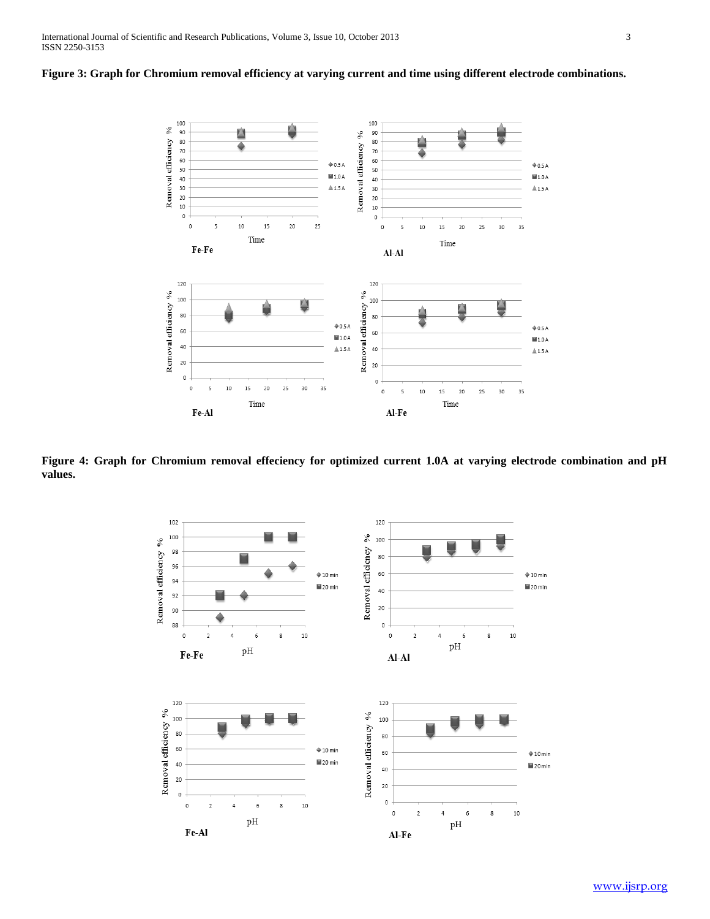**Figure 3: Graph for Chromium removal efficiency at varying current and time using different electrode combinations.**

**Figure 4: Graph for Chromium removal effeciency for optimized current 1.0A at varying electrode combination and pH values.**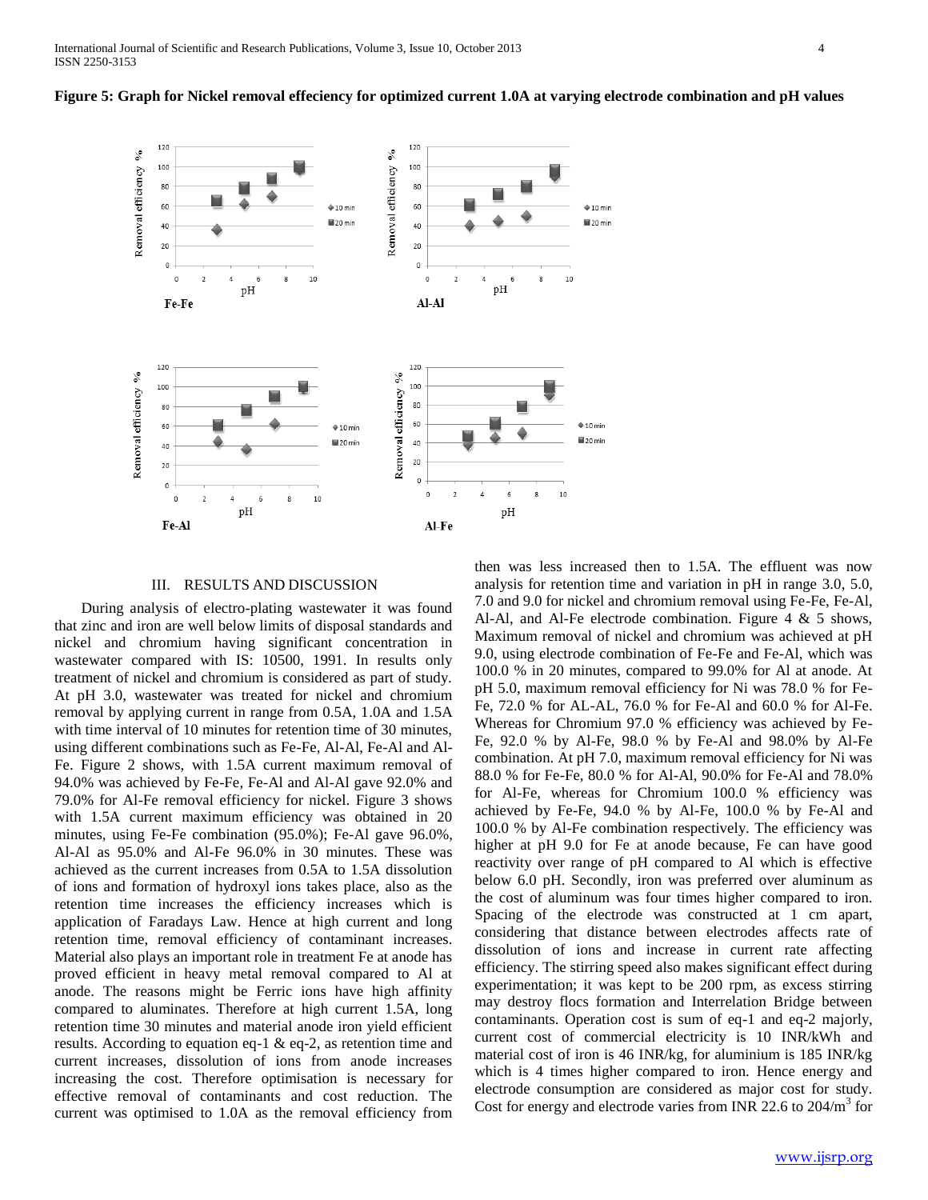**Figure 5: Graph for Nickel removal effeciency for optimized current 1.0A at varying electrode combination and pH values**

## III. RESULTS AND DISCUSSION

During analysis of electro-plating wastewater it was found that zinc and iron are well below limits of disposal standards and nickel and chromium having significant concentration in wastewater compared with IS: 10500, 1991. In results only treatment of nickel and chromium is considered as part of study. At pH 3.0, wastewater was treated for nickel and chromium removal by applying current in range from 0.5A, 1.0A and 1.5A with time interval of 10 minutes for retention time of 30 minutes, using different combinations such as Fe-Fe, Al-Al, Fe-Al and Al-Fe. Figure 2 shows, with 1.5A current maximum removal of 94.0% was achieved by Fe-Fe, Fe-Al and Al-Al gave 92.0% and 79.0% for Al-Fe removal efficiency for nickel. Figure 3 shows with 1.5A current maximum efficiency was obtained in 20 minutes, using Fe-Fe combination (95.0%); Fe-Al gave 96.0%, Al-Al as 95.0% and Al-Fe 96.0% in 30 minutes. These was achieved as the current increases from 0.5A to 1.5A dissolution of ions and formation of hydroxyl ions takes place, also as the retention time increases the efficiency increases which is application of Faradays Law. Hence at high current and long retention time, removal efficiency of contaminant increases. Material also plays an important role in treatment Fe at anode has proved efficient in heavy metal removal compared to Al at anode. The reasons might be Ferric ions have high affinity compared to aluminates. Therefore at high current 1.5A, long retention time 30 minutes and material anode iron yield efficient results. According to equation eq-1 & eq-2, as retention time and current increases, dissolution of ions from anode increases increasing the cost. Therefore optimisation is necessary for effective removal of contaminants and cost reduction. The current was optimised to 1.0A as the removal efficiency from then was less increased then to 1.5A. The effluent was now analysis for retention time and variation in pH in range 3.0, 5.0, 7.0 and 9.0 for nickel and chromium removal using Fe-Fe, Fe-Al, Al-Al, and Al-Fe electrode combination. Figure 4 & 5 shows, Maximum removal of nickel and chromium was achieved at pH 9.0, using electrode combination of Fe-Fe and Fe-Al, which was 100.0 % in 20 minutes, compared to 99.0% for Al at anode. At pH 5.0, maximum removal efficiency for Ni was 78.0 % for Fe-Fe, 72.0 % for AL-AL, 76.0 % for Fe-Al and 60.0 % for Al-Fe. Whereas for Chromium 97.0 % efficiency was achieved by Fe-Fe, 92.0 % by Al-Fe, 98.0 % by Fe-Al and 98.0% by Al-Fe combination. At pH 7.0, maximum removal efficiency for Ni was 88.0 % for Fe-Fe, 80.0 % for Al-Al, 90.0% for Fe-Al and 78.0% for Al-Fe, whereas for Chromium 100.0 % efficiency was achieved by Fe-Fe, 94.0 % by Al-Fe, 100.0 % by Fe-Al and 100.0 % by Al-Fe combination respectively. The efficiency was higher at pH 9.0 for Fe at anode because, Fe can have good reactivity over range of pH compared to Al which is effective below 6.0 pH. Secondly, iron was preferred over aluminum as the cost of aluminum was four times higher compared to iron. Spacing of the electrode was constructed at 1 cm apart, considering that distance between electrodes affects rate of dissolution of ions and increase in current rate affecting efficiency. The stirring speed also makes significant effect during experimentation; it was kept to be 200 rpm, as excess stirring may destroy flocs formation and Interrelation Bridge between contaminants. Operation cost is sum of eq-1 and eq-2 majorly, current cost of commercial electricity is 10 INR/kWh and material cost of iron is 46 INR/kg, for aluminium is 185 INR/kg which is 4 times higher compared to iron. Hence energy and electrode consumption are considered as major cost for study. Cost for energy and electrode varies from INR 22.6 to 204/$m^3$ for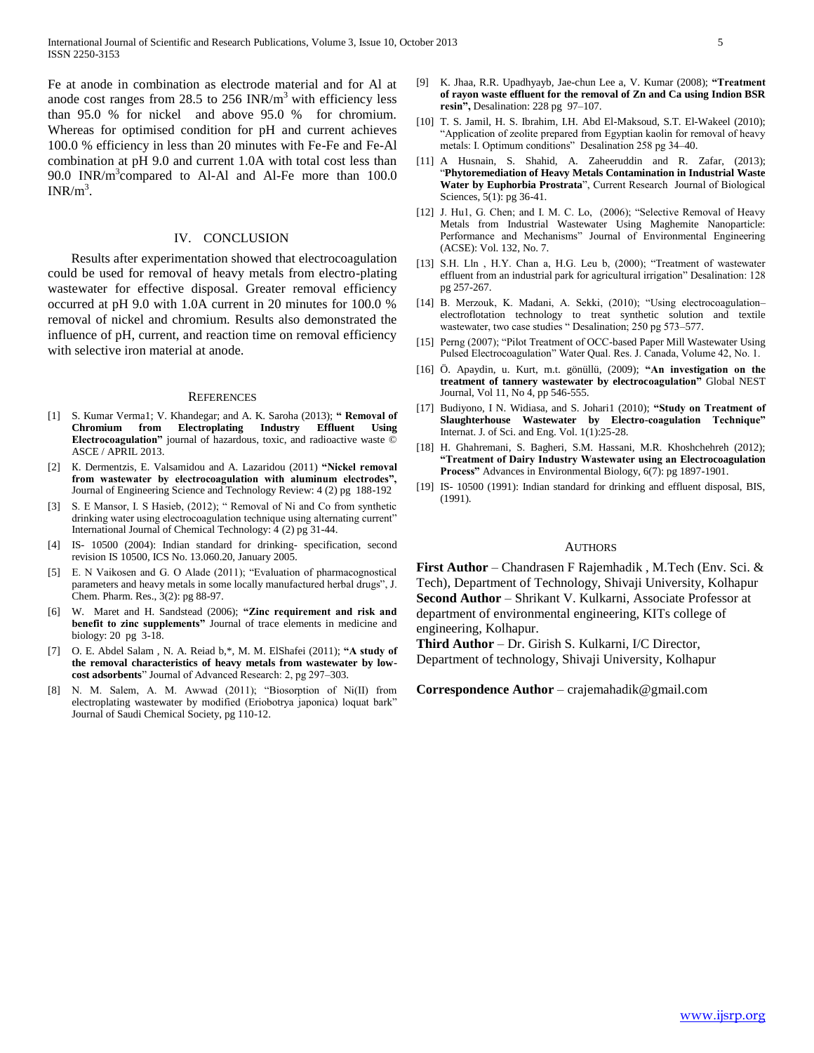Fe at anode in combination as electrode material and for Al at anode cost ranges from 28.5 to 256 INR/$m^3$ with efficiency less than 95.0 % for nickel and above 95.0 % for chromium. Whereas for optimised condition for pH and current achieves 100.0 % efficiency in less than 20 minutes with Fe-Fe and Fe-Al combination at pH 9.0 and current 1.0A with total cost less than 90.0 INR/$m^3$compared to Al-Al and Al-Fe more than 100.0 INR/$m^3$.

## IV. CONCLUSION

Results after experimentation showed that electrocoagulation could be used for removal of heavy metals from electro-plating wastewater for effective disposal. Greater removal efficiency occurred at pH 9.0 with 1.0A current in 20 minutes for 100.0 % removal of nickel and chromium. Results also demonstrated the influence of pH, current, and reaction time on removal efficiency with selective iron material at anode.

## REFERENCES

[1] S. Kumar Verma1; V. Khandegar; and A. K. Saroha (2013); **" Removal of Chromium from Electroplating Industry Effluent Using Electrocoagulation"** journal of hazardous, toxic, and radioactive waste © ASCE / APRIL 2013.

[2] K. Dermentzis, E. Valsamidou and A. Lazaridou (2011) **"Nickel removal from wastewater by electrocoagulation with aluminum electrodes",** Journal of Engineering Science and Technology Review: 4 (2) pg 188-192

[3] S. E Mansor, I. S Hasieb, (2012); " Removal of Ni and Co from synthetic drinking water using electrocoagulation technique using alternating current" International Journal of Chemical Technology: 4 (2) pg 31-44.

[4] IS- 10500 (2004): Indian standard for drinking- specification, second revision IS 10500, ICS No. 13.060.20, January 2005.

[5] E. N Vaikosen and G. O Alade (2011); "Evaluation of pharmacognostical parameters and heavy metals in some locally manufactured herbal drugs", J. Chem. Pharm. Res., 3(2): pg 88-97.

[6] W. Maret and H. Sandstead (2006); **"Zinc requirement and risk and benefit to zinc supplements"** Journal of trace elements in medicine and biology: 20 pg 3-18.

[7] O. E. Abdel Salam , N. A. Reiad b,*, M. M. ElShafei (2011); **"A study of the removal characteristics of heavy metals from wastewater by low-cost adsorbents**" Journal of Advanced Research: 2, pg 297–303.

[8] N. M. Salem, A. M. Awwad (2011); "Biosorption of Ni(II) from electroplating wastewater by modified (Eriobotrya japonica) loquat bark" Journal of Saudi Chemical Society, pg 110-12.

[9] K. Jhaa, R.R. Upadhyayb, Jae-chun Lee a, V. Kumar (2008); **"Treatment of rayon waste effluent for the removal of Zn and Ca using Indion BSR resin",** Desalination: 228 pg 97–107.

[10] T. S. Jamil, H. S. Ibrahim, I.H. Abd El-Maksoud, S.T. El-Wakeel (2010); "Application of zeolite prepared from Egyptian kaolin for removal of heavy metals: I. Optimum conditions" Desalination 258 pg 34–40.

[11] A Husnain, S. Shahid, A. Zaheeruddin and R. Zafar, (2013); "**Phytoremediation of Heavy Metals Contamination in Industrial Waste Water by Euphorbia Prostrata**", Current Research Journal of Biological Sciences, 5(1): pg 36-41.

[12] J. Hu1, G. Chen; and I. M. C. Lo, (2006); "Selective Removal of Heavy Metals from Industrial Wastewater Using Maghemite Nanoparticle: Performance and Mechanisms" Journal of Environmental Engineering (ACSE): Vol. 132, No. 7.

[13] S.H. Lln , H.Y. Chan a, H.G. Leu b, (2000); "Treatment of wastewater effluent from an industrial park for agricultural irrigation" Desalination: 128 pg 257-267.

[14] B. Merzouk, K. Madani, A. Sekki, (2010); "Using electrocoagulation–electroflotation technology to treat synthetic solution and textile wastewater, two case studies " Desalination; 250 pg 573–577.

[15] Perng (2007); "Pilot Treatment of OCC-based Paper Mill Wastewater Using Pulsed Electrocoagulation" Water Qual. Res. J. Canada, Volume 42, No. 1.

[16] Ö. Apaydin, u. Kurt, m.t. gönüllü, (2009); **"An investigation on the treatment of tannery wastewater by electrocoagulation"** Global NEST Journal, Vol 11, No 4, pp 546-555.

[17] Budiyono, I N. Widiasa, and S. Johari1 (2010); **"Study on Treatment of Slaughterhouse Wastewater by Electro-coagulation Technique"** Internat. J. of Sci. and Eng. Vol. 1(1):25-28.

[18] H. Ghahremani, S. Bagheri, S.M. Hassani, M.R. Khoshchehreh (2012); **"Treatment of Dairy Industry Wastewater using an Electrocoagulation Process"** Advances in Environmental Biology, 6(7): pg 1897-1901.

[19] IS- 10500 (1991): Indian standard for drinking and effluent disposal, BIS, (1991).

## AUTHORS

**First Author** – Chandrasen F Rajemhadik , M.Tech (Env. Sci. & Tech), Department of Technology, Shivaji University, Kolhapur
**Second Author** – Shrikant V. Kulkarni, Associate Professor at department of environmental engineering, KITs college of engineering, Kolhapur.
**Third Author** – Dr. Girish S. Kulkarni, I/C Director, Department of technology, Shivaji University, Kolhapur

**Correspondence Author** – crajemahadik@gmail.com